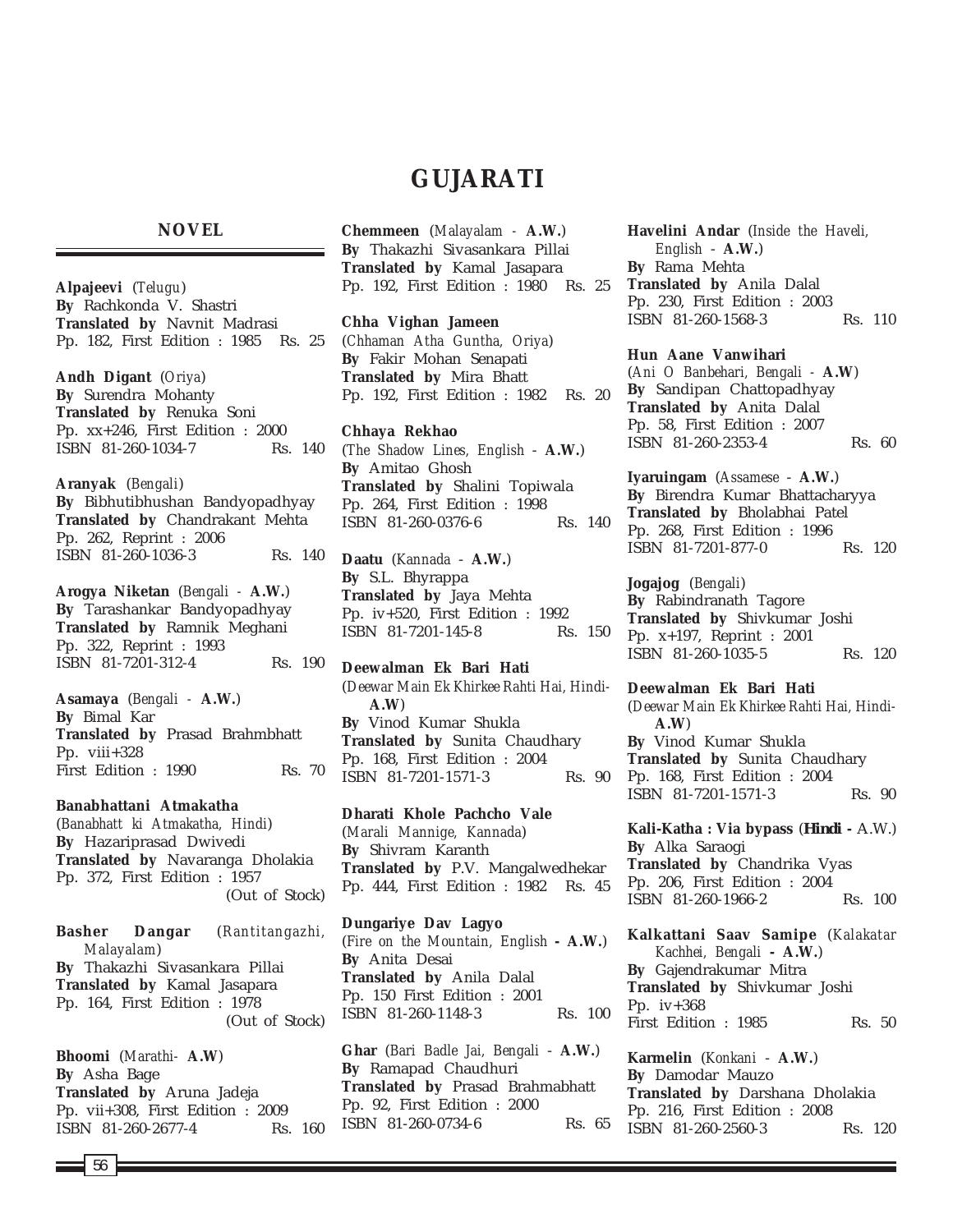# GUJARATI

## NOVEL

**Alpajeevi** (*Telugu*)
**By** Rachkonda V. Shastri
**Translated by** Navnit Madrasi
Pp. 182, First Edition : 1985 Rs. 25

**Andh Digant** (*Oriya*)
**By** Surendra Mohanty
**Translated by** Renuka Soni
Pp. xx+246, First Edition : 2000
ISBN 81-260-1034-7 Rs. 140

**Aranyak** (*Bengali*)
**By** Bibhutibhushan Bandyopadhyay
**Translated by** Chandrakant Mehta
Pp. 262, Reprint : 2006
ISBN 81-260-1036-3 Rs. 140

**Arogya Niketan** (*Bengali* - **A.W.**)
**By** Tarashankar Bandyopadhyay
**Translated by** Ramnik Meghani
Pp. 322, Reprint : 1993
ISBN 81-7201-312-4 Rs. 190

**Asamaya** (*Bengali* - **A.W.**)
**By** Bimal Kar
**Translated by** Prasad Brahmbhatt
Pp. viii+328
First Edition : 1990 Rs. 70

**Banabhattani Atmakatha**
(*Banabhatt ki Atmakatha, Hindi*)
**By** Hazariprasad Dwivedi
**Translated by** Navaranga Dholakia
Pp. 372, First Edition : 1957
(Out of Stock)

**Basher Dangar** (*Rantitangazhi, Malayalam*)
**By** Thakazhi Sivasankara Pillai
**Translated by** Kamal Jasapara
Pp. 164, First Edition : 1978
(Out of Stock)

**Bhoomi** (*Marathi*- **A.W**)
**By** Asha Bage
**Translated by** Aruna Jadeja
Pp. vii+308, First Edition : 2009
ISBN 81-260-2677-4 Rs. 160

**Chemmeen** (*Malayalam* - **A.W.**)
**By** Thakazhi Sivasankara Pillai
**Translated by** Kamal Jasapara
Pp. 192, First Edition : 1980 Rs. 25

**Chha Vighan Jameen**
(*Chhaman Atha Guntha, Oriya*)
**By** Fakir Mohan Senapati
**Translated by** Mira Bhatt
Pp. 192, First Edition : 1982 Rs. 20

**Chhaya Rekhao**
(*The Shadow Lines, English* - **A.W.**)
**By** Amitao Ghosh
**Translated by** Shalini Topiwala
Pp. 264, First Edition : 1998
ISBN 81-260-0376-6 Rs. 140

**Daatu** (*Kannada* - **A.W.**)
**By** S.L. Bhyrappa
**Translated by** Jaya Mehta
Pp. iv+520, First Edition : 1992
ISBN 81-7201-145-8 Rs. 150

**Deewalman Ek Bari Hati**
(*Deewar Main Ek Khirkee Rahti Hai, Hindi*- **A.W**)
**By** Vinod Kumar Shukla
**Translated by** Sunita Chaudhary
Pp. 168, First Edition : 2004
ISBN 81-7201-1571-3 Rs. 90

**Dharati Khole Pachcho Vale**
(*Marali Mannige, Kannada*)
**By** Shivram Karanth
**Translated by** P.V. Mangalwedhekar
Pp. 444, First Edition : 1982 Rs. 45

**Dungariye Dav Lagyo**
(*Fire on the Mountain, English* **- A.W.**)
**By** Anita Desai
**Translated by** Anila Dalal
Pp. 150 First Edition : 2001
ISBN 81-260-1148-3 Rs. 100

**Ghar** (*Bari Badle Jai, Bengali* - **A.W.**)
**By** Ramapad Chaudhuri
**Translated by** Prasad Brahmabhatt
Pp. 92, First Edition : 2000
ISBN 81-260-0734-6 Rs. 65

**Havelini Andar** (*Inside the Haveli, English* - **A.W.**)
**By** Rama Mehta
**Translated by** Anila Dalal
Pp. 230, First Edition : 2003
ISBN 81-260-1568-3 Rs. 110

**Hun Aane Vanwihari**
(*Ani O Banbehari, Bengali* - **A.W**)
**By** Sandipan Chattopadhyay
**Translated by** Anita Dalal
Pp. 58, First Edition : 2007
ISBN 81-260-2353-4 Rs. 60

**Iyaruingam** (*Assamese* - **A.W.**)
**By** Birendra Kumar Bhattacharyya
**Translated by** Bholabhai Patel
Pp. 268, First Edition : 1996
ISBN 81-7201-877-0 Rs. 120

**Jogajog** (*Bengali*)
**By** Rabindranath Tagore
**Translated by** Shivkumar Joshi
Pp. x+197, Reprint : 2001
ISBN 81-260-1035-5 Rs. 120

**Deewalman Ek Bari Hati**
(*Deewar Main Ek Khirkee Rahti Hai, Hindi*- **A.W**)
**By** Vinod Kumar Shukla
**Translated by** Sunita Chaudhary
Pp. 168, First Edition : 2004
ISBN 81-7201-1571-3 Rs. 90

**Kali-Katha : Via bypass** (***Hindi*** **-** A.W.)
**By** Alka Saraogi
**Translated by** Chandrika Vyas
Pp. 206, First Edition : 2004
ISBN 81-260-1966-2 Rs. 100

**Kalkattani Saav Samipe** (*Kalakatar Kachhei, Bengali* **- A.W.**)
**By** Gajendrakumar Mitra
**Translated by** Shivkumar Joshi
Pp. iv+368
First Edition : 1985 Rs. 50

**Karmelin** (*Konkani* - **A.W.**)
**By** Damodar Mauzo
**Translated by** Darshana Dholakia
Pp. 216, First Edition : 2008
ISBN 81-260-2560-3 Rs. 120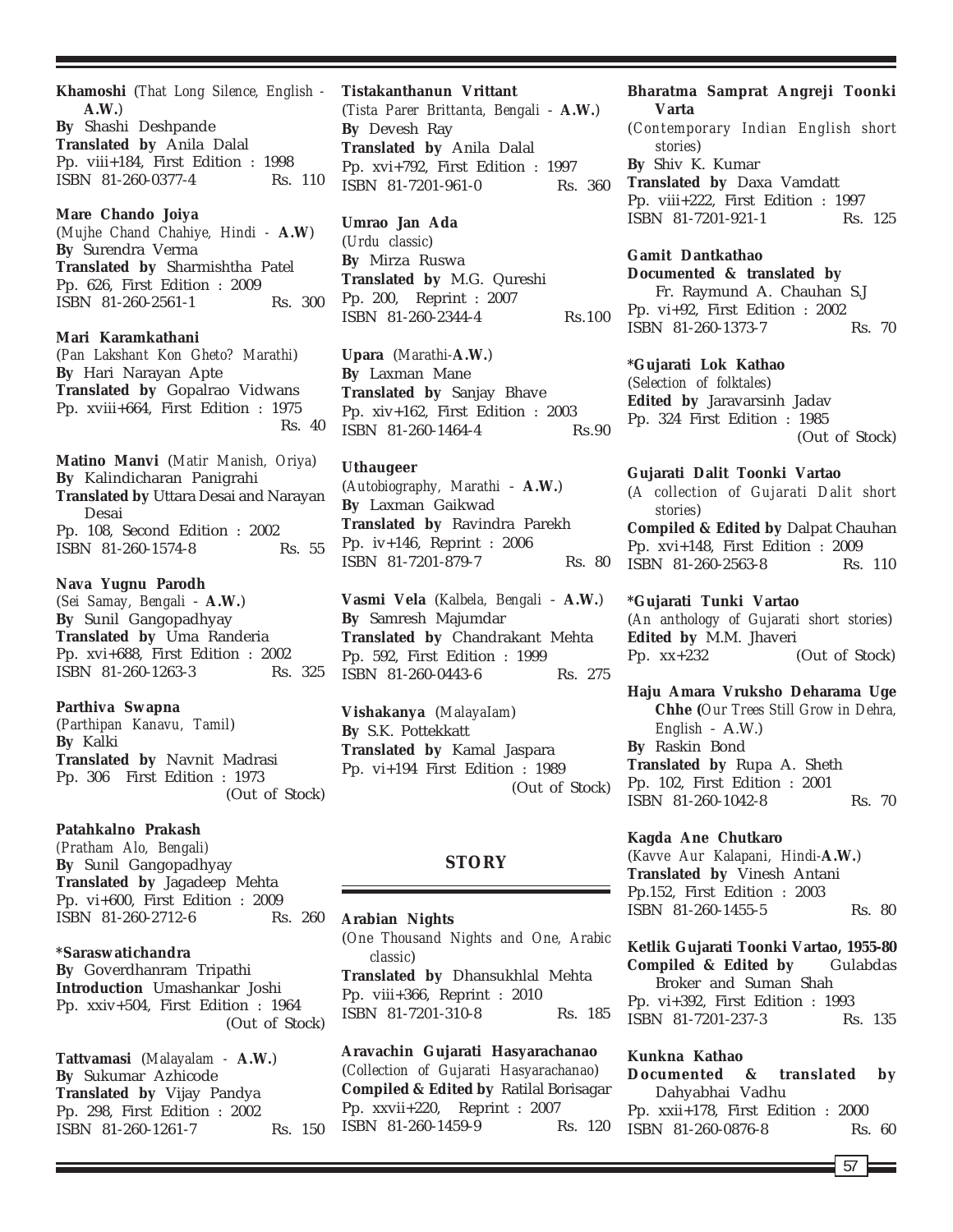**Khamoshi** (*That Long Silence, English* - **A.W.**)
**By** Shashi Deshpande
**Translated by** Anila Dalal
Pp. viii+184, First Edition : 1998
ISBN 81-260-0377-4 Rs. 110

**Mare Chando Joiya**
(*Mujhe Chand Chahiye, Hindi* - **A.W**)
**By** Surendra Verma
**Translated by** Sharmishtha Patel
Pp. 626, First Edition : 2009
ISBN 81-260-2561-1 Rs. 300

**Mari Karamkathani**
(*Pan Lakshant Kon Gheto? Marathi*)
**By** Hari Narayan Apte
**Translated by** Gopalrao Vidwans
Pp. xviii+664, First Edition : 1975
Rs. 40

**Matino Manvi** (*Matir Manish, Oriya*)
**By** Kalindicharan Panigrahi
**Translated by** Uttara Desai and Narayan Desai
Pp. 108, Second Edition : 2002
ISBN 81-260-1574-8 Rs. 55

**Nava Yugnu Parodh**
(*Sei Samay, Bengali* - **A.W.**)
**By** Sunil Gangopadhyay
**Translated by** Uma Randeria
Pp. xvi+688, First Edition : 2002
ISBN 81-260-1263-3 Rs. 325

**Parthiva Swapna**
(*Parthipan Kanavu, Tamil*)
**By** Kalki
**Translated by** Navnit Madrasi
Pp. 306 First Edition : 1973
(Out of Stock)

**Patahkalno Prakash**
(*Pratham Alo, Bengali*)
**By** Sunil Gangopadhyay
**Translated by** Jagadeep Mehta
Pp. vi+600, First Edition : 2009
ISBN 81-260-2712-6 Rs. 260

**\*Saraswatichandra**
**By** Goverdhanram Tripathi
**Introduction** Umashankar Joshi
Pp. xxiv+504, First Edition : 1964
(Out of Stock)

**Tattvamasi** (*Malayalam* - **A.W.**)
**By** Sukumar Azhicode
**Translated by** Vijay Pandya
Pp. 298, First Edition : 2002
ISBN 81-260-1261-7 Rs. 150

**Tistakanthanun Vrittant**
(*Tista Parer Brittanta, Bengali* - **A.W.**)
**By** Devesh Ray
**Translated by** Anila Dalal
Pp. xvi+792, First Edition : 1997
ISBN 81-7201-961-0 Rs. 360

**Umrao Jan Ada**
(*Urdu classic*)
**By** Mirza Ruswa
**Translated by** M.G. Qureshi
Pp. 200, Reprint : 2007
ISBN 81-260-2344-4 Rs.100

**Upara** (*Marathi*-**A.W.**)
**By** Laxman Mane
**Translated by** Sanjay Bhave
Pp. xiv+162, First Edition : 2003
ISBN 81-260-1464-4 Rs.90

**Uthaugeer**
(*Autobiography, Marathi* - **A.W.**)
**By** Laxman Gaikwad
**Translated by** Ravindra Parekh
Pp. iv+146, Reprint : 2006
ISBN 81-7201-879-7 Rs. 80

**Vasmi Vela** (*Kalbela, Bengali* - **A.W.**)
**By** Samresh Majumdar
**Translated by** Chandrakant Mehta
Pp. 592, First Edition : 1999
ISBN 81-260-0443-6 Rs. 275

**Vishakanya** (*Malayalam*)
**By** S.K. Pottekkatt
**Translated by** Kamal Jaspara
Pp. vi+194 First Edition : 1989
(Out of Stock)

## STORY

**Arabian Nights**
(*One Thousand Nights and One, Arabic classic*)
**Translated by** Dhansukhlal Mehta
Pp. viii+366, Reprint : 2010
ISBN 81-7201-310-8 Rs. 185

**Aravachin Gujarati Hasyarachanao**
(*Collection of Gujarati Hasyarachanao*)
**Compiled & Edited by** Ratilal Borisagar
Pp. xxvii+220, Reprint : 2007
ISBN 81-260-1459-9 Rs. 120

**Bharatma Samprat Angreji Toonki Varta**
(*Contemporary Indian English short stories*)
**By** Shiv K. Kumar
**Translated by** Daxa Vamdatt
Pp. viii+222, First Edition : 1997
ISBN 81-7201-921-1 Rs. 125

**Gamit Dantkathao**
**Documented & translated by** Fr. Raymund A. Chauhan S.J
Pp. vi+92, First Edition : 2002
ISBN 81-260-1373-7 Rs. 70

**\*Gujarati Lok Kathao**
(*Selection of folktales*)
**Edited by** Jaravarsinh Jadav
Pp. 324 First Edition : 1985
(Out of Stock)

**Gujarati Dalit Toonki Vartao**
(*A collection of Gujarati Dalit short stories*)
**Compiled & Edited by** Dalpat Chauhan
Pp. xvi+148, First Edition : 2009
ISBN 81-260-2563-8 Rs. 110

**\*Gujarati Tunki Vartao**
(*An anthology of Gujarati short stories*)
**Edited by** M.M. Jhaveri
Pp. xx+232 (Out of Stock)

**Haju Amara Vruksho Deharama Uge Chhe** (*Our Trees Still Grow in Dehra, English* - A.W.)
**By** Raskin Bond
**Translated by** Rupa A. Sheth
Pp. 102, First Edition : 2001
ISBN 81-260-1042-8 Rs. 70

**Kagda Ane Chutkaro**
(*Kavve Aur Kalapani, Hindi*-**A.W.**)
**Translated by** Vinesh Antani
Pp.152, First Edition : 2003
ISBN 81-260-1455-5 Rs. 80

**Ketlik Gujarati Toonki Vartao, 1955-80**
**Compiled & Edited by** Gulabdas Broker and Suman Shah
Pp. vi+392, First Edition : 1993
ISBN 81-7201-237-3 Rs. 135

**Kunkna Kathao**
**Documented & translated by** Dahyabhai Vadhu
Pp. xxii+178, First Edition : 2000
ISBN 81-260-0876-8 Rs. 60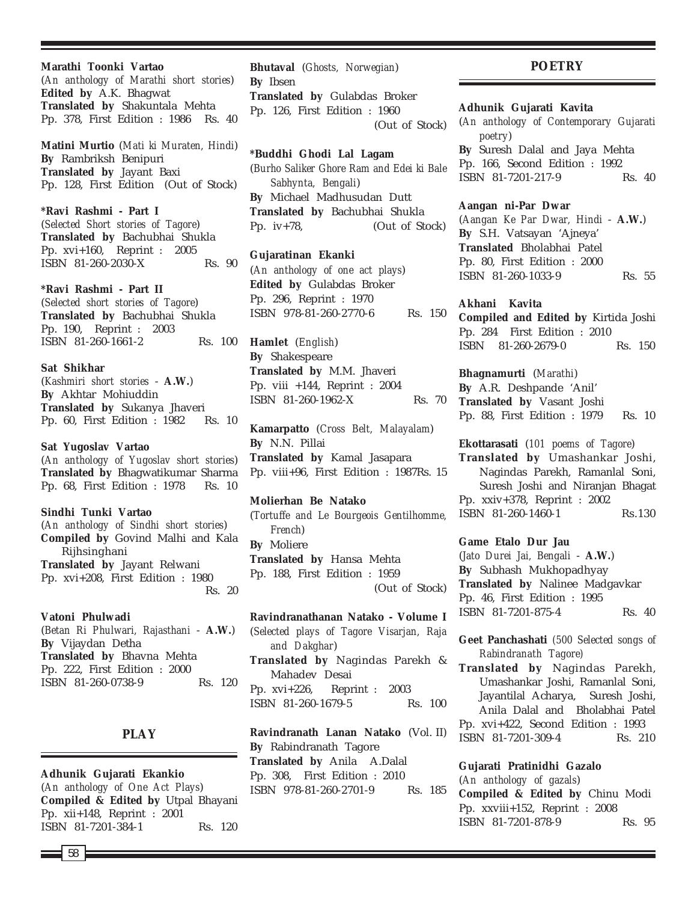**Marathi Toonki Vartao**
(*An anthology of Marathi short stories*)
**Edited by** A.K. Bhagwat
**Translated by** Shakuntala Mehta
Pp. 378, First Edition : 1986 Rs. 40

**Matini Murtio** (*Mati ki Muraten, Hindi*)
**By** Rambriksh Benipuri
**Translated by** Jayant Baxi
Pp. 128, First Edition (Out of Stock)

**\*Ravi Rashmi - Part I**
(*Selected Short stories of Tagore*)
**Translated by** Bachubhai Shukla
Pp. xvi+160, Reprint : 2005
ISBN 81-260-2030-X Rs. 90

**\*Ravi Rashmi - Part II**
(*Selected short stories of Tagore*)
**Translated by** Bachubhai Shukla
Pp. 190, Reprint : 2003
ISBN 81-260-1661-2 Rs. 100

**Sat Shikhar**
(*Kashmiri short stories -* **A.W.**)
**By** Akhtar Mohiuddin
**Translated by** Sukanya Jhaveri
Pp. 60, First Edition : 1982 Rs. 10

**Sat Yugoslav Vartao**
(*An anthology of Yugoslav short stories*)
**Translated by** Bhagwatikumar Sharma
Pp. 68, First Edition : 1978 Rs. 10

**Sindhi Tunki Vartao**
(*An anthology of Sindhi short stories*)
**Compiled by** Govind Malhi and Kala Rijhsinghani
**Translated by** Jayant Relwani
Pp. xvi+208, First Edition : 1980
Rs. 20

**Vatoni Phulwadi**
(*Betan Ri Phulwari, Rajasthani -* **A.W.**)
**By** Vijaydan Detha
**Translated by** Bhavna Mehta
Pp. 222, First Edition : 2000
ISBN 81-260-0738-9 Rs. 120

## PLAY

**Adhunik Gujarati Ekankio**
(*An anthology of One Act Plays*)
**Compiled & Edited by** Utpal Bhayani
Pp. xii+148, Reprint : 2001
ISBN 81-7201-384-1 Rs. 120

**Bhutaval** (*Ghosts, Norwegian*)
**By** Ibsen
**Translated by** Gulabdas Broker
Pp. 126, First Edition : 1960
(Out of Stock)

**\*Buddhi Ghodi Lal Lagam**
(*Burho Saliker Ghore Ram and Edei ki Bale Sabhynta, Bengali*)
**By** Michael Madhusudan Dutt
**Translated by** Bachubhai Shukla
Pp. iv+78, (Out of Stock)

**Gujaratinan Ekanki**
(*An anthology of one act plays*)
**Edited by** Gulabdas Broker
Pp. 296, Reprint : 1970
ISBN 978-81-260-2770-6 Rs. 150

**Hamlet** (*English*)
**By** Shakespeare
**Translated by** M.M. Jhaveri
Pp. viii +144, Reprint : 2004
ISBN 81-260-1962-X Rs. 70

**Kamarpatto** (*Cross Belt, Malayalam*)
**By** N.N. Pillai
**Translated by** Kamal Jasapara
Pp. viii+96, First Edition : 1987Rs. 15

**Molierhan Be Natako**
(*Tortuffe and Le Bourgeois Gentilhomme, French*)
**By** Moliere
**Translated by** Hansa Mehta
Pp. 188, First Edition : 1959
(Out of Stock)

**Ravindranathanan Natako - Volume I**
(*Selected plays of Tagore Visarjan, Raja and Dakghar*)
**Translated by** Nagindas Parekh & Mahadev Desai
Pp. xvi+226, Reprint : 2003
ISBN 81-260-1679-5 Rs. 100

**Ravindranath Lanan Natako** (Vol. II)
**By** Rabindranath Tagore
**Translated by** Anila A.Dalal
Pp. 308, First Edition : 2010
ISBN 978-81-260-2701-9 Rs. 185

## POETRY

**Adhunik Gujarati Kavita**
(*An anthology of Contemporary Gujarati poetry*)
**By** Suresh Dalal and Jaya Mehta
Pp. 166, Second Edition : 1992
ISBN 81-7201-217-9 Rs. 40

**Aangan ni-Par Dwar**
(*Aangan Ke Par Dwar, Hindi -* **A.W.**)
**By** S.H. Vatsayan 'Ajneya'
**Translated** Bholabhai Patel
Pp. 80, First Edition : 2000
ISBN 81-260-1033-9 Rs. 55

**Akhani Kavita**
**Compiled and Edited by** Kirtida Joshi
Pp. 284 First Edition : 2010
ISBN 81-260-2679-0 Rs. 150

**Bhagnamurti** (*Marathi*)
**By** A.R. Deshpande 'Anil'
**Translated by** Vasant Joshi
Pp. 88, First Edition : 1979 Rs. 10

**Ekottarasati** (*101 poems of Tagore*)
**Translated by** Umashankar Joshi, Nagindas Parekh, Ramanlal Soni, Suresh Joshi and Niranjan Bhagat
Pp. xxiv+378, Reprint : 2002
ISBN 81-260-1460-1 Rs.130

**Game Etalo Dur Jau**
(*Jato Durei Jai, Bengali -* **A.W.**)
**By** Subhash Mukhopadhyay
**Translated by** Nalinee Madgavkar
Pp. 46, First Edition : 1995
ISBN 81-7201-875-4 Rs. 40

**Geet Panchashati** (*500 Selected songs of Rabindranath Tagore*)
**Translated by** Nagindas Parekh, Umashankar Joshi, Ramanlal Soni, Jayantilal Acharya, Suresh Joshi, Anila Dalal and Bholabhai Patel
Pp. xvi+422, Second Edition : 1993
ISBN 81-7201-309-4 Rs. 210

**Gujarati Pratinidhi Gazalo**
(*An anthology of gazals*)
**Compiled & Edited by** Chinu Modi
Pp. xxviii+152, Reprint : 2008
ISBN 81-7201-878-9 Rs. 95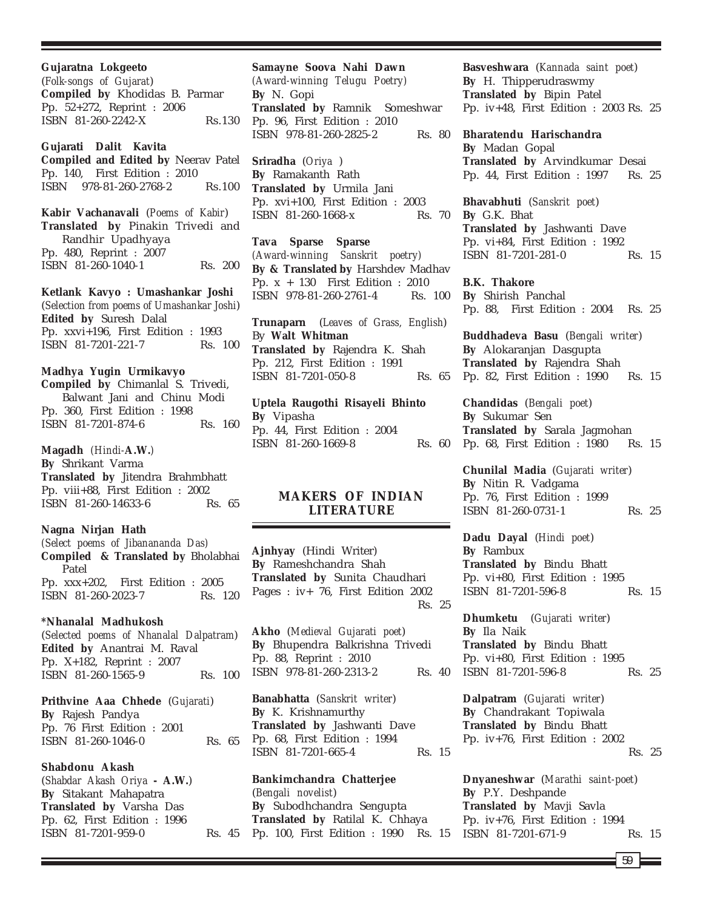**Gujaratna Lokgeeto**
(*Folk-songs of Gujarat*)
**Compiled by** Khodidas B. Parmar
Pp. 52+272, Reprint : 2006
ISBN 81-260-2242-X Rs.130

**Gujarati Dalit Kavita**
**Compiled and Edited by** Neerav Patel
Pp. 140, First Edition : 2010
ISBN 978-81-260-2768-2 Rs.100

**Kabir Vachanavali** (*Poems of Kabir*)
**Translated by** Pinakin Trivedi and Randhir Upadhyaya
Pp. 480, Reprint : 2007
ISBN 81-260-1040-1 Rs. 200

**Ketlank Kavyo : Umashankar Joshi**
(*Selection from poems of Umashankar Joshi*)
**Edited by** Suresh Dalal
Pp. xxvi+196, First Edition : 1993
ISBN 81-7201-221-7 Rs. 100

**Madhya Yugin Urmikavyo**
**Compiled by** Chimanlal S. Trivedi, Balwant Jani and Chinu Modi
Pp. 360, First Edition : 1998
ISBN 81-7201-874-6 Rs. 160

**Magadh** (*Hindi*-**A.W.**)
**By** Shrikant Varma
**Translated by** Jitendra Brahmbhatt
Pp. viii+88, First Edition : 2002
ISBN 81-260-14633-6 Rs. 65

**Nagna Nirjan Hath**
(*Select poems of Jibanananda Das*)
**Compiled & Translated by** Bholabhai Patel
Pp. xxx+202, First Edition : 2005
ISBN 81-260-2023-7 Rs. 120

**\*Nhanalal Madhukosh**
(*Selected poems of Nhanalal Dalpatram*)
**Edited by** Anantrai M. Raval
Pp. X+182, Reprint : 2007
ISBN 81-260-1565-9 Rs. 100

**Prithvine Aaa Chhede** (*Gujarati*)
**By** Rajesh Pandya
Pp. 76 First Edition : 2001
ISBN 81-260-1046-0 Rs. 65

**Shabdonu Akash**
(*Shabdar Akash Oriya* **- A.W.**)
**By** Sitakant Mahapatra
**Translated by** Varsha Das
Pp. 62, First Edition : 1996
ISBN 81-7201-959-0 Rs. 45

**Samayne Soova Nahi Dawn**
(*Award-winning Telugu Poetry*)
**By** N. Gopi
**Translated by** Ramnik Someshwar
Pp. 96, First Edition : 2010
ISBN 978-81-260-2825-2 Rs. 80

**Sriradha** (*Oriya* )
**By** Ramakanth Rath
**Translated by** Urmila Jani
Pp. xvi+100, First Edition : 2003
ISBN 81-260-1668-x Rs. 70

**Tava Sparse Sparse**
(*Award-winning Sanskrit poetry*)
**By & Translated by** Harshdev Madhav
Pp. x + 130 First Edition : 2010
ISBN 978-81-260-2761-4 Rs. 100

**Trunaparn** (*Leaves of Grass, English*)
By **Walt Whitman**
**Translated by** Rajendra K. Shah
Pp. 212, First Edition : 1991
ISBN 81-7201-050-8 Rs. 65

**Uptela Raugothi Risayeli Bhinto**
**By** Vipasha
Pp. 44, First Edition : 2004
ISBN 81-260-1669-8 Rs. 60

## MAKERS OF INDIAN LITERATURE

**Ajnhyay** (Hindi Writer)
**By** Rameshchandra Shah
**Translated by** Sunita Chaudhari
Pages : iv+ 76, First Edition 2002
Rs. 25

**Akho** (*Medieval Gujarati poet*)
**By** Bhupendra Balkrishna Trivedi
Pp. 88, Reprint : 2010
ISBN 978-81-260-2313-2 Rs. 40

**Banabhatta** (*Sanskrit writer*)
**By** K. Krishnamurthy
**Translated by** Jashwanti Dave
Pp. 68, First Edition : 1994
ISBN 81-7201-665-4 Rs. 15

**Bankimchandra Chatterjee**
(*Bengali novelist*)
**By** Subodhchandra Sengupta
**Translated by** Ratilal K. Chhaya
Pp. 100, First Edition : 1990 Rs. 15

**Basveshwara** (*Kannada saint poet*)
**By** H. Thipperudraswmy
**Translated by** Bipin Patel
Pp. iv+48, First Edition : 2003 Rs. 25

**Bharatendu Harischandra**
**By** Madan Gopal
**Translated by** Arvindkumar Desai
Pp. 44, First Edition : 1997 Rs. 25

**Bhavabhuti** (*Sanskrit poet*)
**By** G.K. Bhat
**Translated by** Jashwanti Dave
Pp. vi+84, First Edition : 1992
ISBN 81-7201-281-0 Rs. 15

**B.K. Thakore**
**By** Shirish Panchal
Pp. 88, First Edition : 2004 Rs. 25

**Buddhadeva Basu** (*Bengali writer*)
**By** Alokaranjan Dasgupta
**Translated by** Rajendra Shah
Pp. 82, First Edition : 1990 Rs. 15

**Chandidas** (*Bengali poet*)
**By** Sukumar Sen
**Translated by** Sarala Jagmohan
Pp. 68, First Edition : 1980 Rs. 15

**Chunilal Madia** (*Gujarati writer*)
**By** Nitin R. Vadgama
Pp. 76, First Edition : 1999
ISBN 81-260-0731-1 Rs. 25

**Dadu Dayal** (*Hindi poet*)
**By** Rambux
**Translated by** Bindu Bhatt
Pp. vi+80, First Edition : 1995
ISBN 81-7201-596-8 Rs. 15

**Dhumketu** (*Gujarati writer*)
**By** Ila Naik
**Translated by** Bindu Bhatt
Pp. vi+80, First Edition : 1995
ISBN 81-7201-596-8 Rs. 25

**Dalpatram** (*Gujarati writer*)
**By** Chandrakant Topiwala
**Translated by** Bindu Bhatt
Pp. iv+76, First Edition : 2002
Rs. 25

**Dnyaneshwar** (*Marathi saint-poet*)
**By** P.Y. Deshpande
**Translated by** Mavji Savla
Pp. iv+76, First Edition : 1994
ISBN 81-7201-671-9 Rs. 15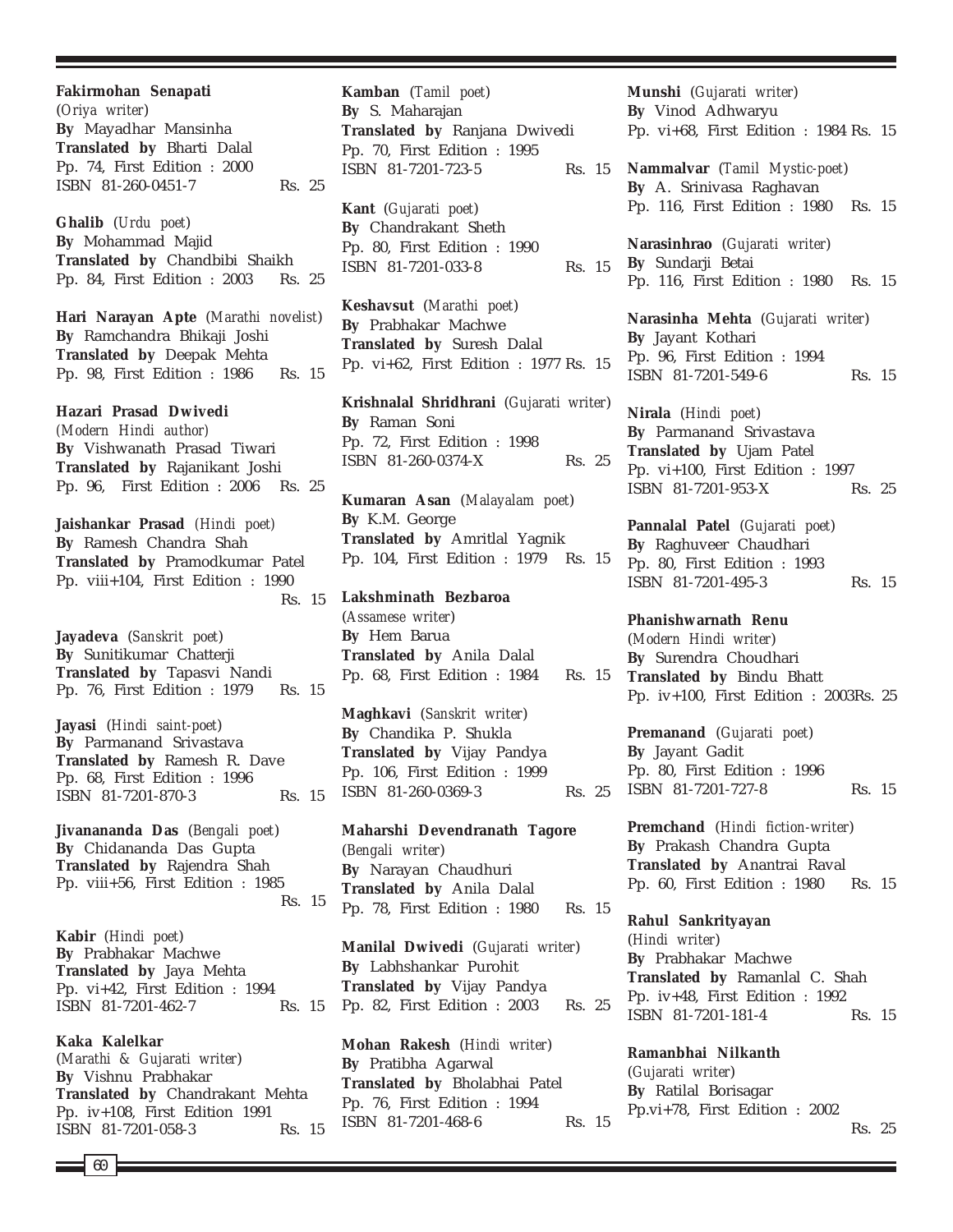**Fakirmohan Senapati**
(*Oriya writer*)
**By** Mayadhar Mansinha
**Translated by** Bharti Dalal
Pp. 74, First Edition : 2000
ISBN 81-260-0451-7 Rs. 25

**Ghalib** (*Urdu poet*)
**By** Mohammad Majid
**Translated by** Chandbibi Shaikh
Pp. 84, First Edition : 2003 Rs. 25

**Hari Narayan Apte** (*Marathi novelist*)
**By** Ramchandra Bhikaji Joshi
**Translated by** Deepak Mehta
Pp. 98, First Edition : 1986 Rs. 15

**Hazari Prasad Dwivedi**
(*Modern Hindi author*)
**By** Vishwanath Prasad Tiwari
**Translated by** Rajanikant Joshi
Pp. 96, First Edition : 2006 Rs. 25

**Jaishankar Prasad** (*Hindi poet*)
**By** Ramesh Chandra Shah
**Translated by** Pramodkumar Patel
Pp. viii+104, First Edition : 1990
Rs. 15

**Jayadeva** (*Sanskrit poet*)
**By** Sunitikumar Chatterji
**Translated by** Tapasvi Nandi
Pp. 76, First Edition : 1979 Rs. 15

**Jayasi** (*Hindi saint-poet*)
**By** Parmanand Srivastava
**Translated by** Ramesh R. Dave
Pp. 68, First Edition : 1996
ISBN 81-7201-870-3 Rs. 15

**Jivanananda Das** (*Bengali poet*)
**By** Chidananda Das Gupta
**Translated by** Rajendra Shah
Pp. viii+56, First Edition : 1985
Rs. 15

**Kabir** (*Hindi poet*)
**By** Prabhakar Machwe
**Translated by** Jaya Mehta
Pp. vi+42, First Edition : 1994
ISBN 81-7201-462-7 Rs. 15

**Kaka Kalelkar**
(*Marathi & Gujarati writer*)
**By** Vishnu Prabhakar
**Translated by** Chandrakant Mehta
Pp. iv+108, First Edition 1991
ISBN 81-7201-058-3 Rs. 15

**Kamban** (*Tamil poet*)
**By** S. Maharajan
**Translated by** Ranjana Dwivedi
Pp. 70, First Edition : 1995
ISBN 81-7201-723-5 Rs. 15

**Kant** (*Gujarati poet*)
**By** Chandrakant Sheth
Pp. 80, First Edition : 1990
ISBN 81-7201-033-8 Rs. 15

**Keshavsut** (*Marathi poet*)
**By** Prabhakar Machwe
**Translated by** Suresh Dalal
Pp. vi+62, First Edition : 1977 Rs. 15

**Krishnalal Shridhrani** (*Gujarati writer*)
**By** Raman Soni
Pp. 72, First Edition : 1998
ISBN 81-260-0374-X Rs. 25

**Kumaran Asan** (*Malayalam poet*)
**By** K.M. George
**Translated by** Amritlal Yagnik
Pp. 104, First Edition : 1979 Rs. 15

**Lakshminath Bezbaroa**
(*Assamese writer*)
**By** Hem Barua
**Translated by** Anila Dalal
Pp. 68, First Edition : 1984 Rs. 15

**Maghkavi** (*Sanskrit writer*)
**By** Chandika P. Shukla
**Translated by** Vijay Pandya
Pp. 106, First Edition : 1999
ISBN 81-260-0369-3 Rs. 25

**Maharshi Devendranath Tagore**
(*Bengali writer*)
**By** Narayan Chaudhuri
**Translated by** Anila Dalal
Pp. 78, First Edition : 1980 Rs. 15

**Manilal Dwivedi** (*Gujarati writer*)
**By** Labhshankar Purohit
**Translated by** Vijay Pandya
Pp. 82, First Edition : 2003 Rs. 25

**Mohan Rakesh** (*Hindi writer*)
**By** Pratibha Agarwal
**Translated by** Bholabhai Patel
Pp. 76, First Edition : 1994
ISBN 81-7201-468-6 Rs. 15

**Munshi** (*Gujarati writer*)
**By** Vinod Adhwaryu
Pp. vi+68, First Edition : 1984 Rs. 15

**Nammalvar** (*Tamil Mystic-poet*)
**By** A. Srinivasa Raghavan
Pp. 116, First Edition : 1980 Rs. 15

**Narasinhrao** (*Gujarati writer*)
**By** Sundarji Betai
Pp. 116, First Edition : 1980 Rs. 15

**Narasinha Mehta** (*Gujarati writer*)
**By** Jayant Kothari
Pp. 96, First Edition : 1994
ISBN 81-7201-549-6 Rs. 15

**Nirala** (*Hindi poet*)
**By** Parmanand Srivastava
**Translated by** Ujam Patel
Pp. vi+100, First Edition : 1997
ISBN 81-7201-953-X Rs. 25

**Pannalal Patel** (*Gujarati poet*)
**By** Raghuveer Chaudhari
Pp. 80, First Edition : 1993
ISBN 81-7201-495-3 Rs. 15

**Phanishwarnath Renu**
(*Modern Hindi writer*)
**By** Surendra Choudhari
**Translated by** Bindu Bhatt
Pp. iv+100, First Edition : 2003Rs. 25

**Premanand** (*Gujarati poet*)
**By** Jayant Gadit
Pp. 80, First Edition : 1996
ISBN 81-7201-727-8 Rs. 15

**Premchand** (*Hindi fiction-writer*)
**By** Prakash Chandra Gupta
**Translated by** Anantrai Raval
Pp. 60, First Edition : 1980 Rs. 15

**Rahul Sankrityayan**
(*Hindi writer*)
**By** Prabhakar Machwe
**Translated by** Ramanlal C. Shah
Pp. iv+48, First Edition : 1992
ISBN 81-7201-181-4 Rs. 15

**Ramanbhai Nilkanth**
(*Gujarati writer*)
**By** Ratilal Borisagar
Pp.vi+78, First Edition : 2002
Rs. 25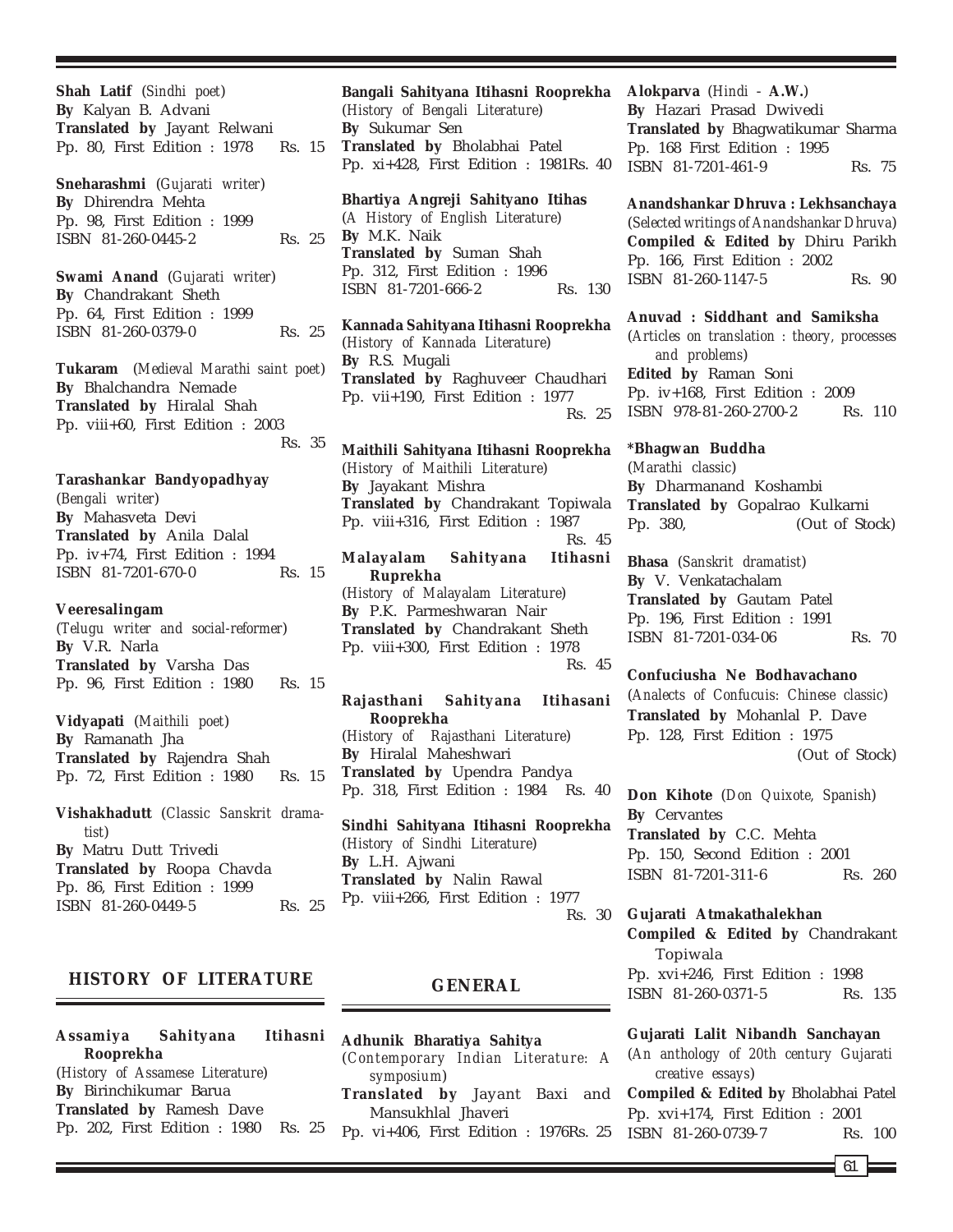**Shah Latif** (*Sindhi poet*)
**By** Kalyan B. Advani
**Translated by** Jayant Relwani
Pp. 80, First Edition : 1978 Rs. 15

**Sneharashmi** (*Gujarati writer*)
**By** Dhirendra Mehta
Pp. 98, First Edition : 1999
ISBN 81-260-0445-2 Rs. 25

**Swami Anand** (*Gujarati writer*)
**By** Chandrakant Sheth
Pp. 64, First Edition : 1999
ISBN 81-260-0379-0 Rs. 25

**Tukaram** (*Medieval Marathi saint poet*)
**By** Bhalchandra Nemade
**Translated by** Hiralal Shah
Pp. viii+60, First Edition : 2003
Rs. 35

**Tarashankar Bandyopadhyay**
(*Bengali writer*)
**By** Mahasveta Devi
**Translated by** Anila Dalal
Pp. iv+74, First Edition : 1994
ISBN 81-7201-670-0 Rs. 15

**Veeresalingam**
(*Telugu writer and social-reformer*)
**By** V.R. Narla
**Translated by** Varsha Das
Pp. 96, First Edition : 1980 Rs. 15

**Vidyapati** (*Maithili poet*)
**By** Ramanath Jha
**Translated by** Rajendra Shah
Pp. 72, First Edition : 1980 Rs. 15

**Vishakhadutt** (*Classic Sanskrit dramatist*)
**By** Matru Dutt Trivedi
**Translated by** Roopa Chavda
Pp. 86, First Edition : 1999
ISBN 81-260-0449-5 Rs. 25

## HISTORY OF LITERATURE

**Assamiya Sahityana Itihasni Rooprekha**
(*History of Assamese Literature*)
**By** Birinchikumar Barua
**Translated by** Ramesh Dave
Pp. 202, First Edition : 1980 Rs. 25

**Bangali Sahityana Itihasni Rooprekha**
(*History of Bengali Literature*)
**By** Sukumar Sen
**Translated by** Bholabhai Patel
Pp. xi+428, First Edition : 1981Rs. 40

**Bhartiya Angreji Sahityano Itihas**
(*A History of English Literature*)
**By** M.K. Naik
**Translated by** Suman Shah
Pp. 312, First Edition : 1996
ISBN 81-7201-666-2 Rs. 130

**Kannada Sahityana Itihasni Rooprekha**
(*History of Kannada Literature*)
**By** R.S. Mugali
**Translated by** Raghuveer Chaudhari
Pp. vii+190, First Edition : 1977
Rs. 25

**Maithili Sahityana Itihasni Rooprekha**
(*History of Maithili Literature*)
**By** Jayakant Mishra
**Translated by** Chandrakant Topiwala
Pp. viii+316, First Edition : 1987
Rs. 45

**Malayalam Sahityana Itihasni Ruprekha**
(*History of Malayalam Literature*)
**By** P.K. Parmeshwaran Nair
**Translated by** Chandrakant Sheth
Pp. viii+300, First Edition : 1978
Rs. 45

**Rajasthani Sahityana Itihasani Rooprekha**
(*History of Rajasthani Literature*)
**By** Hiralal Maheshwari
**Translated by** Upendra Pandya
Pp. 318, First Edition : 1984 Rs. 40

**Sindhi Sahityana Itihasni Rooprekha**
(*History of Sindhi Literature*)
**By** L.H. Ajwani
**Translated by** Nalin Rawal
Pp. viii+266, First Edition : 1977
Rs. 30

## GENERAL

**Adhunik Bharatiya Sahitya**
(*Contemporary Indian Literature: A symposium*)
**Translated by** Jayant Baxi and Mansukhlal Jhaveri
Pp. vi+406, First Edition : 1976Rs. 25

**Alokparva** (*Hindi -* **A.W.**)
**By** Hazari Prasad Dwivedi
**Translated by** Bhagwatikumar Sharma
Pp. 168 First Edition : 1995
ISBN 81-7201-461-9 Rs. 75

**Anandshankar Dhruva : Lekhsanchaya**
(*Selected writings of Anandshankar Dhruva*)
**Compiled & Edited by** Dhiru Parikh
Pp. 166, First Edition : 2002
ISBN 81-260-1147-5 Rs. 90

**Anuvad : Siddhant and Samiksha**
(*Articles on translation : theory, processes and problems*)
**Edited by** Raman Soni
Pp. iv+168, First Edition : 2009
ISBN 978-81-260-2700-2 Rs. 110

**\*Bhagwan Buddha**
(*Marathi classic*)
**By** Dharmanand Koshambi
**Translated by** Gopalrao Kulkarni
Pp. 380, (Out of Stock)

**Bhasa** (*Sanskrit dramatist*)
**By** V. Venkatachalam
**Translated by** Gautam Patel
Pp. 196, First Edition : 1991
ISBN 81-7201-034-06 Rs. 70

**Confuciusha Ne Bodhavachano**
(*Analects of Confucuis: Chinese classic*)
**Translated by** Mohanlal P. Dave
Pp. 128, First Edition : 1975
(Out of Stock)

**Don Kihote** (*Don Quixote, Spanish*)
**By** Cervantes
**Translated by** C.C. Mehta
Pp. 150, Second Edition : 2001
ISBN 81-7201-311-6 Rs. 260

**Gujarati Atmakathalekhan**
**Compiled & Edited by** Chandrakant Topiwala
Pp. xvi+246, First Edition : 1998
ISBN 81-260-0371-5 Rs. 135

**Gujarati Lalit Nibandh Sanchayan**
(*An anthology of 20th century Gujarati creative essays*)
**Compiled & Edited by** Bholabhai Patel
Pp. xvi+174, First Edition : 2001
ISBN 81-260-0739-7 Rs. 100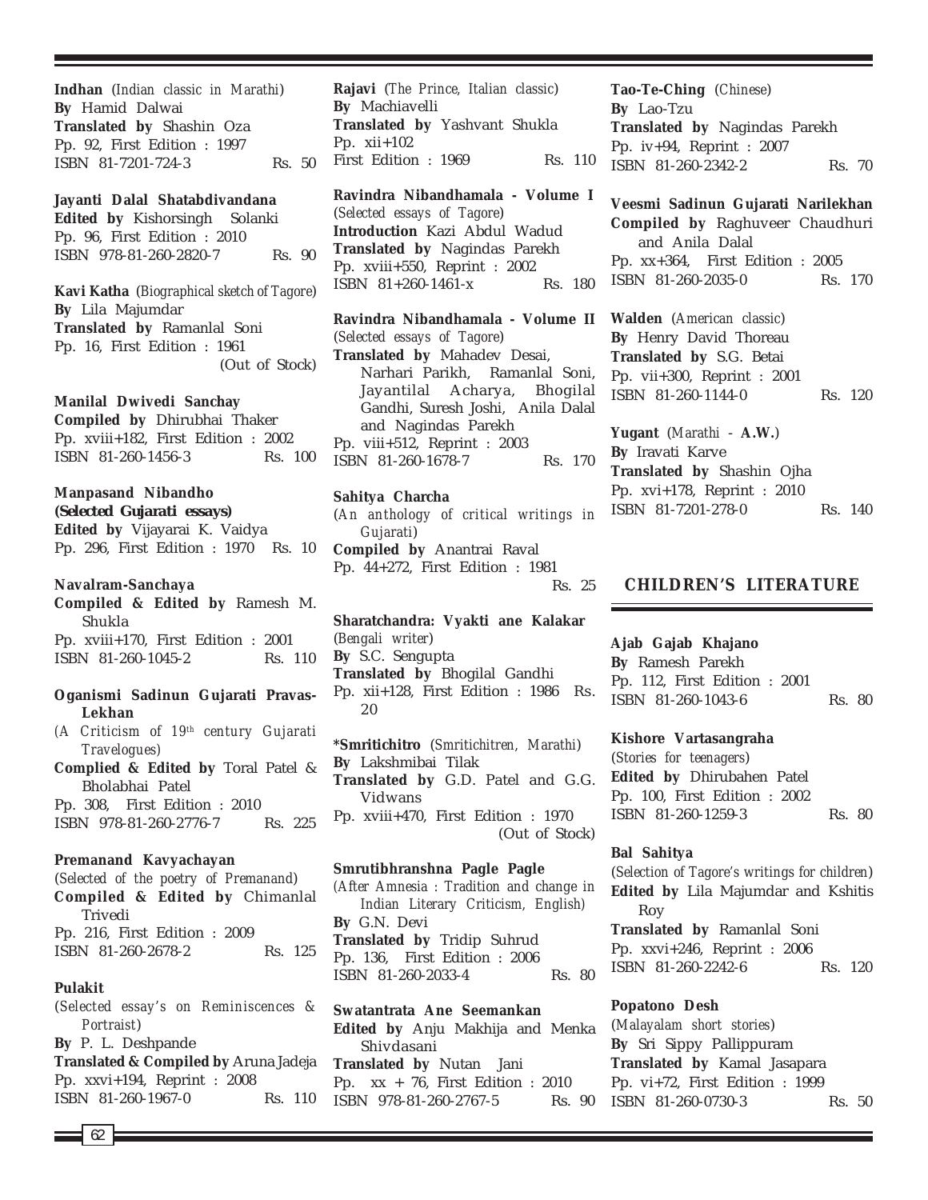**Indhan** (*Indian classic in Marathi*)
**By** Hamid Dalwai
**Translated by** Shashin Oza
Pp. 92, First Edition : 1997
ISBN 81-7201-724-3 Rs. 50

**Jayanti Dalal Shatabdivandana**
**Edited by** Kishorsingh Solanki
Pp. 96, First Edition : 2010
ISBN 978-81-260-2820-7 Rs. 90

**Kavi Katha** (*Biographical sketch of Tagore*)
**By** Lila Majumdar
**Translated by** Ramanlal Soni
Pp. 16, First Edition : 1961
(Out of Stock)

**Manilal Dwivedi Sanchay**
**Compiled by** Dhirubhai Thaker
Pp. xviii+182, First Edition : 2002
ISBN 81-260-1456-3 Rs. 100

**Manpasand Nibandho**
**(Selected Gujarati essays)**
**Edited by** Vijayarai K. Vaidya
Pp. 296, First Edition : 1970 Rs. 10

**Navalram-Sanchaya**
**Compiled & Edited by** Ramesh M. Shukla
Pp. xviii+170, First Edition : 2001
ISBN 81-260-1045-2 Rs. 110

**Oganismi Sadinun Gujarati Pravas-Lekhan**
(*A Criticism of 19th century Gujarati Travelogues*)
**Complied & Edited by** Toral Patel & Bholabhai Patel
Pp. 308, First Edition : 2010
ISBN 978-81-260-2776-7 Rs. 225

**Premanand Kavyachayan**
(*Selected of the poetry of Premanand*)
**Compiled & Edited by** Chimanlal Trivedi
Pp. 216, First Edition : 2009
ISBN 81-260-2678-2 Rs. 125

**Pulakit**
(*Selected essay's on Reminiscences & Portraist*)
**By** P. L. Deshpande
**Translated & Compiled by** Aruna Jadeja
Pp. xxvi+194, Reprint : 2008
ISBN 81-260-1967-0 Rs. 110

**Rajavi** (*The Prince, Italian classic*)
**By** Machiavelli
**Translated by** Yashvant Shukla
Pp. xii+102
First Edition : 1969 Rs. 110

**Ravindra Nibandhamala - Volume I**
(*Selected essays of Tagore*)
**Introduction** Kazi Abdul Wadud
**Translated by** Nagindas Parekh
Pp. xviii+550, Reprint : 2002
ISBN 81+260-1461-x Rs. 180

**Ravindra Nibandhamala - Volume II**
(*Selected essays of Tagore*)
**Translated by** Mahadev Desai, Narhari Parikh, Ramanlal Soni, Jayantilal Acharya, Bhogilal Gandhi, Suresh Joshi, Anila Dalal and Nagindas Parekh
Pp. viii+512, Reprint : 2003
ISBN 81-260-1678-7 Rs. 170

**Sahitya Charcha**
(*An anthology of critical writings in Gujarati*)
**Compiled by** Anantrai Raval
Pp. 44+272, First Edition : 1981
Rs. 25

**Sharatchandra: Vyakti ane Kalakar**
(*Bengali writer*)
**By** S.C. Sengupta
**Translated by** Bhogilal Gandhi
Pp. xii+128, First Edition : 1986 Rs. 20

***Smritichitro** (*Smritichitren, Marathi*)
**By** Lakshmibai Tilak
**Translated by** G.D. Patel and G.G. Vidwans
Pp. xviii+470, First Edition : 1970
(Out of Stock)

**Smrutibhranshna Pagle Pagle**
(*After Amnesia : Tradition and change in Indian Literary Criticism, English*)
**By** G.N. Devi
**Translated by** Tridip Suhrud
Pp. 136, First Edition : 2006
ISBN 81-260-2033-4 Rs. 80

**Swatantrata Ane Seemankan**
**Edited by** Anju Makhija and Menka Shivdasani
**Translated by** Nutan Jani
Pp. xx + 76, First Edition : 2010
ISBN 978-81-260-2767-5 Rs. 90

**Tao-Te-Ching** (*Chinese*)
**By** Lao-Tzu
**Translated by** Nagindas Parekh
Pp. iv+94, Reprint : 2007
ISBN 81-260-2342-2 Rs. 70

**Veesmi Sadinun Gujarati Narilekhan**
**Compiled by** Raghuveer Chaudhuri and Anila Dalal
Pp. xx+364, First Edition : 2005
ISBN 81-260-2035-0 Rs. 170

**Walden** (*American classic*)
**By** Henry David Thoreau
**Translated by** S.G. Betai
Pp. vii+300, Reprint : 2001
ISBN 81-260-1144-0 Rs. 120

**Yugant** (*Marathi -* **A.W.**)
**By** Iravati Karve
**Translated by** Shashin Ojha
Pp. xvi+178, Reprint : 2010
ISBN 81-7201-278-0 Rs. 140

## CHILDREN'S LITERATURE

**Ajab Gajab Khajano**
**By** Ramesh Parekh
Pp. 112, First Edition : 2001
ISBN 81-260-1043-6 Rs. 80

**Kishore Vartasangraha**
(*Stories for teenagers*)
**Edited by** Dhirubahen Patel
Pp. 100, First Edition : 2002
ISBN 81-260-1259-3 Rs. 80

**Bal Sahitya**
(*Selection of Tagore's writings for children*)
**Edited by** Lila Majumdar and Kshitis Roy
**Translated by** Ramanlal Soni
Pp. xxvi+246, Reprint : 2006
ISBN 81-260-2242-6 Rs. 120

**Popatono Desh**
(*Malayalam short stories*)
**By** Sri Sippy Pallippuram
**Translated by** Kamal Jasapara
Pp. vi+72, First Edition : 1999
ISBN 81-260-0730-3 Rs. 50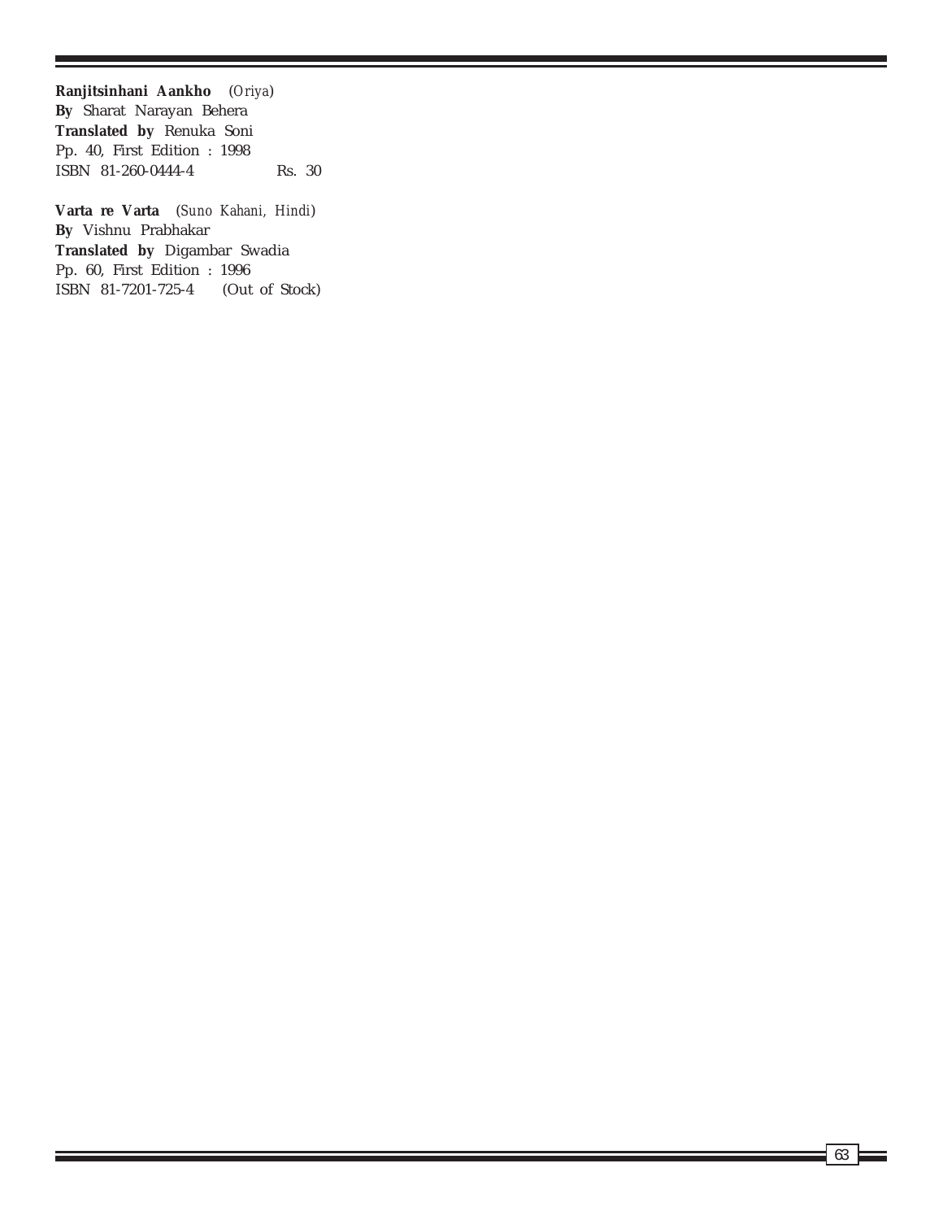**Ranjitsinhani Aankho** *(Oriya)*
**By** Sharat Narayan Behera
**Translated by** Renuka Soni
Pp. 40, First Edition : 1998
ISBN 81-260-0444-4 Rs. 30

**Varta re Varta** *(Suno Kahani, Hindi)*
**By** Vishnu Prabhakar
**Translated by** Digambar Swadia
Pp. 60, First Edition : 1996
ISBN 81-7201-725-4 (Out of Stock)